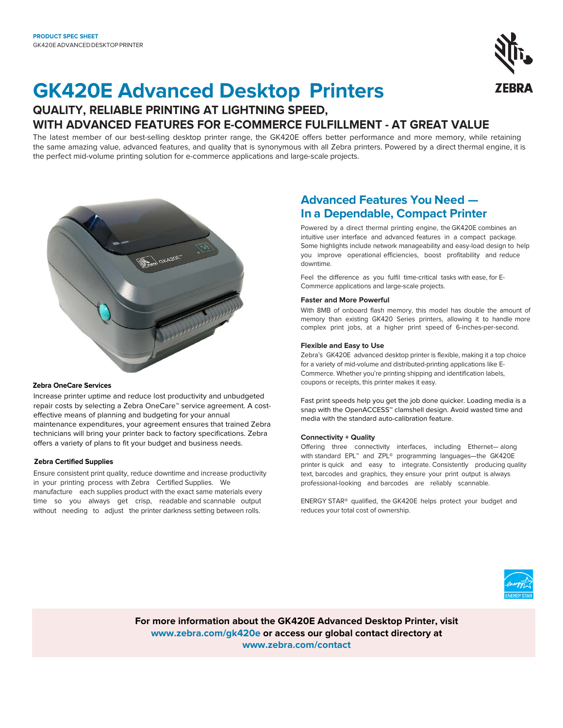**PRODUCT SPEC SHEET**
GK420E ADVANCED DESKTOP PRINTER

# GK420E Advanced Desktop Printers

## QUALITY, RELIABLE PRINTING AT LIGHTNING SPEED, WITH ADVANCED FEATURES FOR E-COMMERCE FULFILLMENT - AT GREAT VALUE

The latest member of our best-selling desktop printer range, the GK420E offers better performance and more memory, while retaining the same amazing value, advanced features, and quality that is synonymous with all Zebra printers. Powered by a direct thermal engine, it is the perfect mid-volume printing solution for e-commerce applications and large-scale projects.

### Zebra OneCare Services

Increase printer uptime and reduce lost productivity and unbudgeted repair costs by selecting a Zebra OneCare™ service agreement. A cost-effective means of planning and budgeting for your annual maintenance expenditures, your agreement ensures that trained Zebra technicians will bring your printer back to factory specifications. Zebra offers a variety of plans to fit your budget and business needs.

### Zebra Certified Supplies

Ensure consistent print quality, reduce downtime and increase productivity in your printing process with Zebra Certified Supplies. We manufacture each supplies product with the exact same materials every time so you always get crisp, readable and scannable output without needing to adjust the printer darkness setting between rolls.

## Advanced Features You Need — In a Dependable, Compact Printer

Powered by a direct thermal printing engine, the GK420E combines an intuitive user interface and advanced features in a compact package. Some highlights include network manageability and easy-load design to help you improve operational efficiencies, boost profitability and reduce downtime.

Feel the difference as you fulfil time-critical tasks with ease, for E-Commerce applications and large-scale projects.

### Faster and More Powerful

With 8MB of onboard flash memory, this model has double the amount of memory than existing GK420 Series printers, allowing it to handle more complex print jobs, at a higher print speed of 6-inches-per-second.

### Flexible and Easy to Use

Zebra's GK420E advanced desktop printer is flexible, making it a top choice for a variety of mid-volume and distributed-printing applications like E-Commerce. Whether you're printing shipping and identification labels, coupons or receipts, this printer makes it easy.

Fast print speeds help you get the job done quicker. Loading media is a snap with the OpenACCESS™ clamshell design. Avoid wasted time and media with the standard auto-calibration feature.

### Connectivity + Quality

Offering three connectivity interfaces, including Ethernet— along with standard EPL™ and ZPL® programming languages—the GK420E printer is quick and easy to integrate. Consistently producing quality text, barcodes and graphics, they ensure your print output is always professional-looking and barcodes are reliably scannable.

ENERGY STAR® qualified, the GK420E helps protect your budget and reduces your total cost of ownership.

**For more information about the GK420E Advanced Desktop Printer, visit www.zebra.com/gk420e or access our global contact directory at www.zebra.com/contact**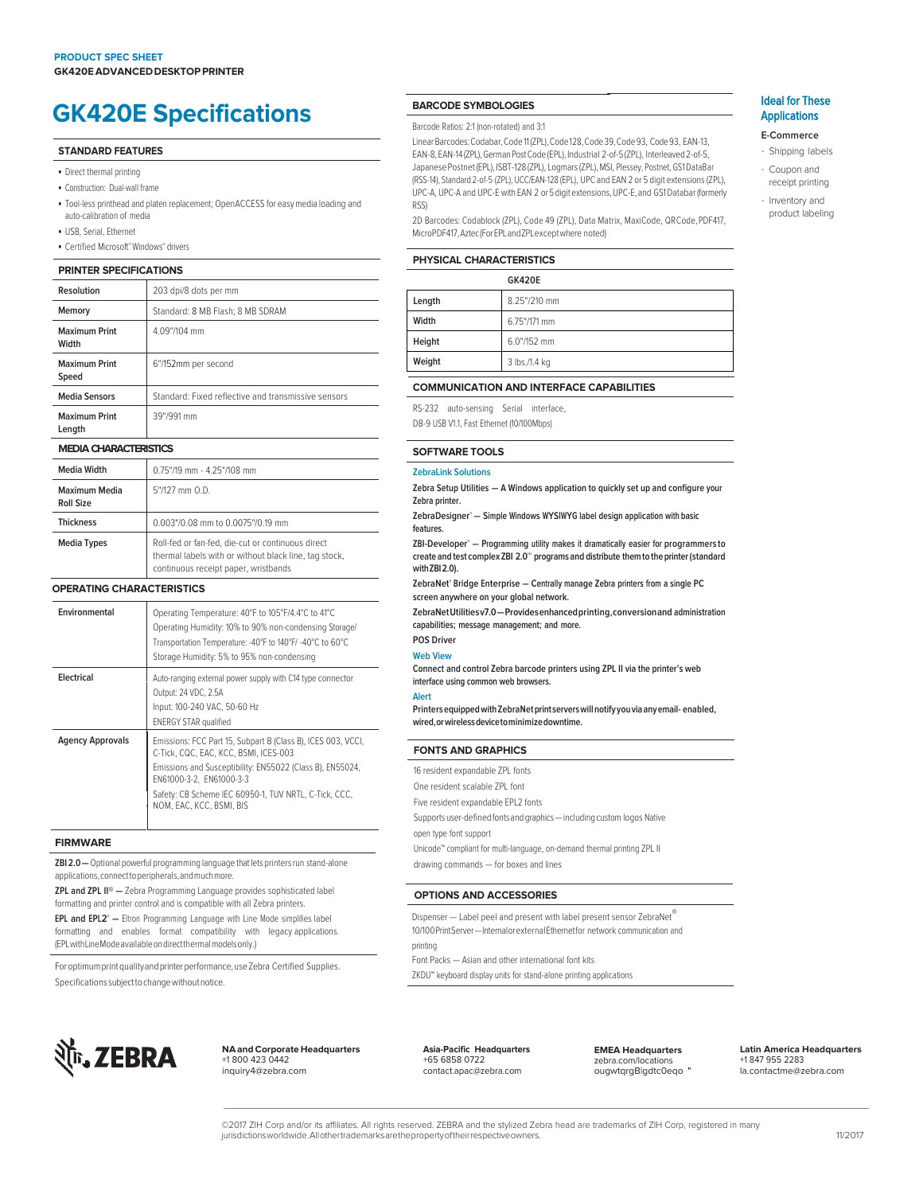# GK420E Specifications

## STANDARD FEATURES

- Direct thermal printing
- Construction: Dual-wall frame
- Tool-less printhead and platen replacement; OpenACCESS for easy media loading and auto-calibration of media
- USB, Serial, Ethernet
- Certified Microsoft® Windows® drivers

## PRINTER SPECIFICATIONS

| | |
|---|---|
| **Resolution** | 203 dpi/8 dots per mm |
| **Memory** | Standard: 8 MB Flash; 8 MB SDRAM |
| **Maximum Print Width** | 4.09"/104 mm |
| **Maximum Print Speed** | 6"/152mm per second |
| **Media Sensors** | Standard: Fixed reflective and transmissive sensors |
| **Maximum Print Length** | 39"/991 mm |

## MEDIA CHARACTERISTICS

| | |
|---|---|
| **Media Width** | 0.75"/19 mm - 4.25"/108 mm |
| **Maximum Media Roll Size** | 5"/127 mm O.D. |
| **Thickness** | 0.003"/0.08 mm to 0.0075"/0.19 mm |
| **Media Types** | Roll-fed or fan-fed, die-cut or continuous direct thermal labels with or without black line, tag stock, continuous receipt paper, wristbands |

## OPERATING CHARACTERISTICS

| | |
|---|---|
| **Environmental** | Operating Temperature: 40°F to 105°F/4.4°C to 41°C<br>Operating Humidity: 10% to 90% non-condensing Storage/<br>Transportation Temperature: -40°F to 140°F/ -40°C to 60°C<br>Storage Humidity: 5% to 95% non-condensing |
| **Electrical** | Auto-ranging external power supply with C14 type connector<br>Output: 24 VDC, 2.5A<br>Input: 100-240 VAC, 50-60 Hz<br>ENERGY STAR qualified |
| **Agency Approvals** | Emissions: FCC Part 15, Subpart B (Class B), ICES 003, VCCI, C-Tick, CQC, EAC, KCC, BSMI, ICES-003<br>Emissions and Susceptibility: EN55022 (Class B), EN55024, EN61000-3-2, EN61000-3-3<br>Safety: CB Scheme IEC 60950-1, TUV NRTL, C-Tick, CCC, NOM, EAC, KCC, BSMI, BIS |

## FIRMWARE

**ZBI 2.0 —** Optional powerful programming language that lets printers run stand-alone applications, connect to peripherals, and much more.

**ZPL and ZPL II® —** Zebra Programming Language provides sophisticated label formatting and printer control and is compatible with all Zebra printers.

**EPL and EPL2® —** Eltron Programming Language with Line Mode simplifies label formatting and enables format compatibility with legacy applications. (EPL with Line Mode available on direct thermal models only.)

For optimum print quality and printer performance, use Zebra Certified Supplies.

Specifications subject to change without notice.

## BARCODE SYMBOLOGIES

Barcode Ratios: 2:1 (non-rotated) and 3:1

Linear Barcodes: Codabar, Code 11 (ZPL), Code 128, Code 39, Code 93, Code 93, EAN-13, EAN-8, EAN-14 (ZPL), German Post Code (EPL), Industrial 2-of-5 (ZPL), Interleaved 2-of-5, Japanese Postnet (EPL), ISBT-128 (ZPL), Logmars (ZPL), MSI, Plessey, Postnet, GS1 DataBar (RSS-14), Standard 2-of-5 (ZPL), UCC/EAN-128 (EPL), UPC and EAN 2 or 5 digit extensions (ZPL), UPC-A, UPC-A and UPC-E with EAN 2 or 5 digit extensions, UPC-E, and GS1 Databar (formerly RSS)

2D Barcodes: Codablock (ZPL), Code 49 (ZPL), Data Matrix, MaxiCode, QR Code, PDF417, MicroPDF417, Aztec (For EPL and ZPL except where noted)

## PHYSICAL CHARACTERISTICS

| | GK420E |
|---|---|
| **Length** | 8.25"/210 mm |
| **Width** | 6.75"/171 mm |
| **Height** | 6.0"/152 mm |
| **Weight** | 3 lbs./1.4 kg |

## COMMUNICATION AND INTERFACE CAPABILITIES

RS-232 auto-sensing Serial interface,
DB-9 USB V1.1, Fast Ethernet (10/100Mbps)

## SOFTWARE TOOLS

**ZebraLink Solutions**

**Zebra Setup Utilities — A Windows application to quickly set up and configure your Zebra printer.**

**ZebraDesigner® — Simple Windows WYSIWYG label design application with basic features.**

**ZBI-Developer® — Programming utility makes it dramatically easier for programmers to create and test complex ZBI 2.0™ programs and distribute them to the printer (standard with ZBI 2.0).**

**ZebraNet® Bridge Enterprise — Centrally manage Zebra printers from a single PC screen anywhere on your global network.**

**ZebraNet Utilities v7.0 — Provides enhanced printing, conversion and administration capabilities; message management; and more.**

**POS Driver**

**Web View**

**Connect and control Zebra barcode printers using ZPL II via the printer's web interface using common web browsers.**

**Alert**

**Printers equipped with ZebraNet print servers will notify you via any email- enabled, wired, or wireless device to minimize downtime.**

## FONTS AND GRAPHICS

16 resident expandable ZPL fonts

One resident scalable ZPL font

Five resident expandable EPL2 fonts

Supports user-defined fonts and graphics — including custom logos Native open type font support

Unicode™ compliant for multi-language, on-demand thermal printing ZPL II drawing commands — for boxes and lines

## OPTIONS AND ACCESSORIES

Dispenser — Label peel and present with label present sensor ZebraNet®

10/100 Print Server — Internal or external Ethernet for network communication and printing

Font Packs — Asian and other international font kits

ZKDU™ keyboard display units for stand-alone printing applications

## Ideal for These Applications

**E-Commerce**

- Shipping labels
- Coupon and receipt printing
- Inventory and product labeling

ZEBRA

**NA and Corporate Headquarters**
+1 800 423 0442
inquiry4@zebra.com

**Asia-Pacific Headquarters**
+65 6858 0722
contact.apac@zebra.com

**EMEA Headquarters**
zebra.com/locations
ougwtqrgBlgdtc0eqo "

**Latin America Headquarters**
+1 847 955 2283
la.contactme@zebra.com

©2017 ZIH Corp and/or its affiliates. All rights reserved. ZEBRA and the stylized Zebra head are trademarks of ZIH Corp, registered in many jurisdictions worldwide. All other trademarks are the property of their respective owners.

11/2017